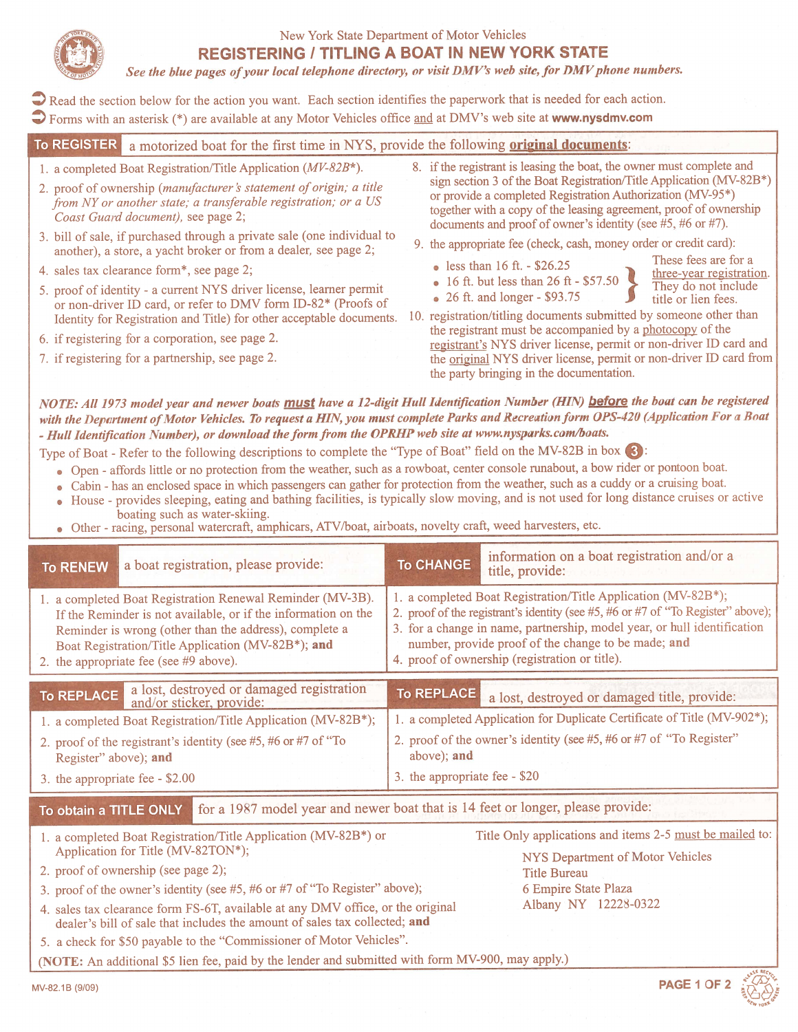New York State Department of Motor Vehicles

# REGISTERING / TITLING A BOAT IN NEW YORK STATE

*See the blue pages of your local telephone directory, or visit DMV's web site, for DMV phone numbers.*

- Read the section below for the action you want. Each section identifies the paperwork that is needed for each action.
- Forms with an asterisk (*) are available at any Motor Vehicles office and at DMV's web site at **www.nysdmv.com**

## To REGISTER a motorized boat for the first time in NYS, provide the following original documents:

1. a completed Boat Registration/Title Application (*MV-82B**).
2. proof of ownership (*manufacturer's statement of origin; a title from NY or another state; a transferable registration; or a US Coast Guard document*), see page 2;
3. bill of sale, if purchased through a private sale (one individual to another), a store, a yacht broker or from a dealer, see page 2;
4. sales tax clearance form*, see page 2;
5. proof of identity - a current NYS driver license, learner permit or non-driver ID card, or refer to DMV form ID-82* (Proofs of Identity for Registration and Title) for other acceptable documents.
6. if registering for a corporation, see page 2.
7. if registering for a partnership, see page 2.
8. if the registrant is leasing the boat, the owner must complete and sign section 3 of the Boat Registration/Title Application (MV-82B*) or provide a completed Registration Authorization (MV-95*) together with a copy of the leasing agreement, proof of ownership documents and proof of owner's identity (see #5, #6 or #7).
9. the appropriate fee (check, cash, money order or credit card):
   - less than 16 ft. - $26.25
   - 16 ft. but less than 26 ft - $57.50
   - 26 ft. and longer - $93.75

   These fees are for a three-year registration. They do not include title or lien fees.
10. registration/titling documents submitted by someone other than the registrant must be accompanied by a photocopy of the registrant's NYS driver license, permit or non-driver ID card and the original NYS driver license, permit or non-driver ID card from the party bringing in the documentation.

***NOTE: All 1973 model year and newer boats must have a 12-digit Hull Identification Number (HIN) before the boat can be registered with the Department of Motor Vehicles. To request a HIN, you must complete Parks and Recreation form OPS-420 (Application For a Boat - Hull Identification Number), or download the form from the OPRHP web site at www.nysparks.com/boats.***

Type of Boat - Refer to the following descriptions to complete the "Type of Boat" field on the MV-82B in box 3:

- Open - affords little or no protection from the weather, such as a rowboat, center console runabout, a bow rider or pontoon boat.
- Cabin - has an enclosed space in which passengers can gather for protection from the weather, such as a cuddy or a cruising boat.
- House - provides sleeping, eating and bathing facilities, is typically slow moving, and is not used for long distance cruises or active boating such as water-skiing.
- Other - racing, personal watercraft, amphicars, ATV/boat, airboats, novelty craft, weed harvesters, etc.

## To RENEW a boat registration, please provide:

1. a completed Boat Registration Renewal Reminder (MV-3B). If the Reminder is not available, or if the information on the Reminder is wrong (other than the address), complete a Boat Registration/Title Application (MV-82B*); **and**
2. the appropriate fee (see #9 above).

## To CHANGE information on a boat registration and/or a title, provide:

1. a completed Boat Registration/Title Application (MV-82B*);
2. proof of the registrant's identity (see #5, #6 or #7 of "To Register" above);
3. for a change in name, partnership, model year, or hull identification number, provide proof of the change to be made; **and**
4. proof of ownership (registration or title).

## To REPLACE a lost, destroyed or damaged registration and/or sticker, provide:

1. a completed Boat Registration/Title Application (MV-82B*);
2. proof of the registrant's identity (see #5, #6 or #7 of "To Register" above); **and**
3. the appropriate fee - $2.00

## To REPLACE a lost, destroyed or damaged title, provide:

1. a completed Application for Duplicate Certificate of Title (MV-902*);
2. proof of the owner's identity (see #5, #6 or #7 of "To Register" above); **and**
3. the appropriate fee - $20

## To obtain a TITLE ONLY for a 1987 model year and newer boat that is 14 feet or longer, please provide:

1. a completed Boat Registration/Title Application (MV-82B*) or Application for Title (MV-82TON*);
2. proof of ownership (see page 2);
3. proof of the owner's identity (see #5, #6 or #7 of "To Register" above);
4. sales tax clearance form FS-6T, available at any DMV office, or the original dealer's bill of sale that includes the amount of sales tax collected; **and**
5. a check for $50 payable to the "Commissioner of Motor Vehicles".

Title Only applications and items 2-5 must be mailed to:

NYS Department of Motor Vehicles
Title Bureau
6 Empire State Plaza
Albany NY 12228-0322

(**NOTE:** An additional $5 lien fee, paid by the lender and submitted with form MV-900, may apply.)

MV-82.1B (9/09)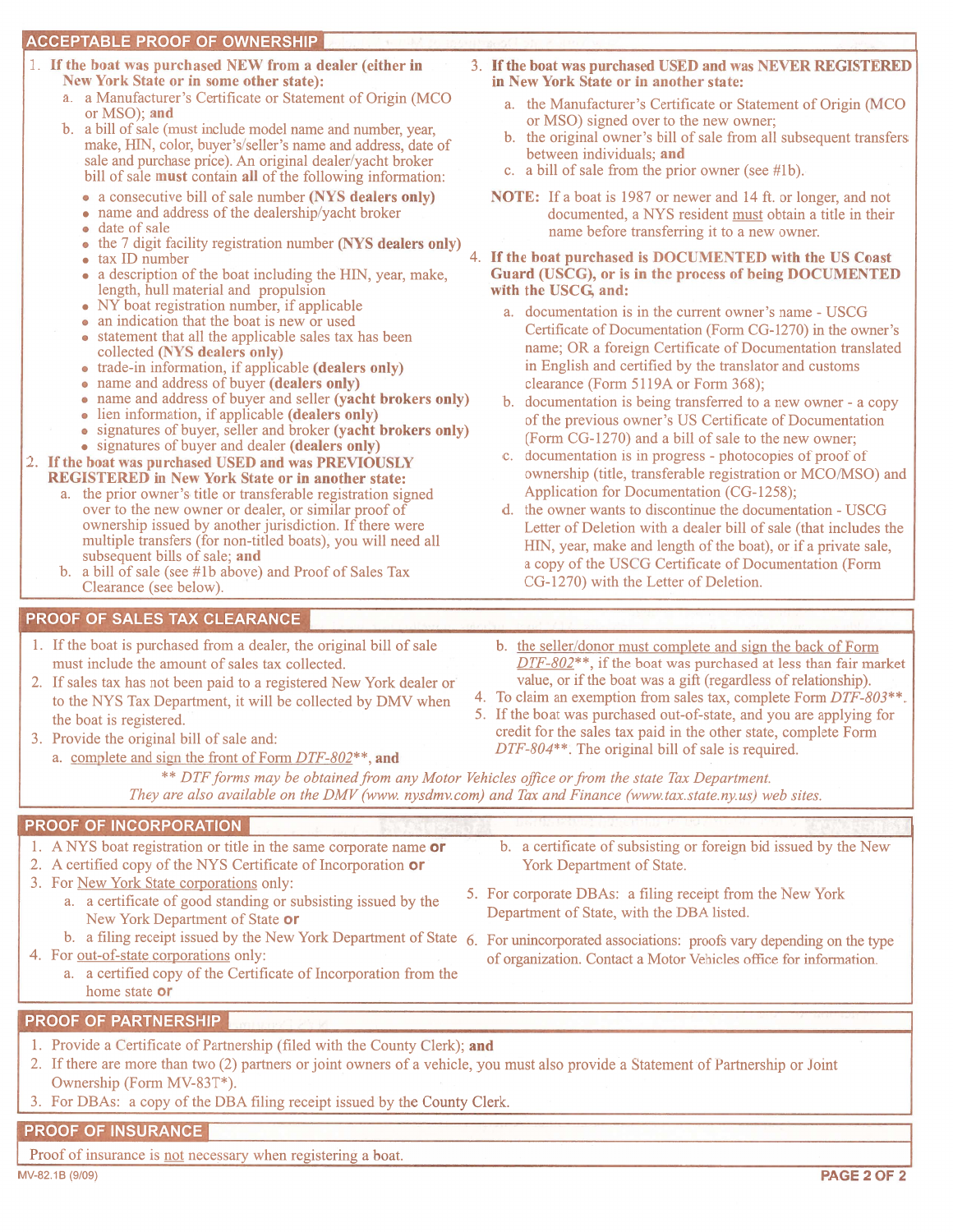## ACCEPTABLE PROOF OF OWNERSHIP

1. **If the boat was purchased NEW from a dealer (either in New York State or in some other state):**
   a. a Manufacturer's Certificate or Statement of Origin (MCO or MSO); **and**
   b. a bill of sale (must include model name and number, year, make, HIN, color, buyer's/seller's name and address, date of sale and purchase price). An original dealer/yacht broker bill of sale **must** contain **all** of the following information:
      - a consecutive bill of sale number **(NYS dealers only)**
      - name and address of the dealership/yacht broker
      - date of sale
      - the 7 digit facility registration number **(NYS dealers only)**
      - tax ID number
      - a description of the boat including the HIN, year, make, length, hull material and propulsion
      - NY boat registration number, if applicable
      - an indication that the boat is new or used
      - statement that all the applicable sales tax has been collected **(NYS dealers only)**
      - trade-in information, if applicable **(dealers only)**
      - name and address of buyer **(dealers only)**
      - name and address of buyer and seller **(yacht brokers only)**
      - lien information, if applicable **(dealers only)**
      - signatures of buyer, seller and broker **(yacht brokers only)**
      - signatures of buyer and dealer **(dealers only)**
2. **If the boat was purchased USED and was PREVIOUSLY REGISTERED in New York State or in another state:**
   a. the prior owner's title or transferable registration signed over to the new owner or dealer, or similar proof of ownership issued by another jurisdiction. If there were multiple transfers (for non-titled boats), you will need all subsequent bills of sale; **and**
   b. a bill of sale (see #1b above) and Proof of Sales Tax Clearance (see below).
3. **If the boat was purchased USED and was NEVER REGISTERED in New York State or in another state:**
   a. the Manufacturer's Certificate or Statement of Origin (MCO or MSO) signed over to the new owner;
   b. the original owner's bill of sale from all subsequent transfers between individuals; **and**
   c. a bill of sale from the prior owner (see #1b).

   **NOTE:** If a boat is 1987 or newer and 14 ft. or longer, and not documented, a NYS resident must obtain a title in their name before transferring it to a new owner.
4. **If the boat purchased is DOCUMENTED with the US Coast Guard (USCG), or is in the process of being DOCUMENTED with the USCG, and:**
   a. documentation is in the current owner's name - USCG Certificate of Documentation (Form CG-1270) in the owner's name; OR a foreign Certificate of Documentation translated in English and certified by the translator and customs clearance (Form 5119A or Form 368);
   b. documentation is being transferred to a new owner - a copy of the previous owner's US Certificate of Documentation (Form CG-1270) and a bill of sale to the new owner;
   c. documentation is in progress - photocopies of proof of ownership (title, transferable registration or MCO/MSO) and Application for Documentation (CG-1258);
   d. the owner wants to discontinue the documentation - USCG Letter of Deletion with a dealer bill of sale (that includes the HIN, year, make and length of the boat), or if a private sale, a copy of the USCG Certificate of Documentation (Form CG-1270) with the Letter of Deletion.

## PROOF OF SALES TAX CLEARANCE

1. If the boat is purchased from a dealer, the original bill of sale must include the amount of sales tax collected.
2. If sales tax has not been paid to a registered New York dealer or to the NYS Tax Department, it will be collected by DMV when the boat is registered.
3. Provide the original bill of sale and:
   a. complete and sign the front of Form *DTF-802*\*\*, **and**
   b. the seller/donor must complete and sign the back of Form *DTF-802*\*\*, if the boat was purchased at less than fair market value, or if the boat was a gift (regardless of relationship).
4. To claim an exemption from sales tax, complete Form *DTF-803*\*\*.
5. If the boat was purchased out-of-state, and you are applying for credit for the sales tax paid in the other state, complete Form *DTF-804*\*\*. The original bill of sale is required.

*\*\* DTF forms may be obtained from any Motor Vehicles office or from the state Tax Department. They are also available on the DMV (www. nysdmv.com) and Tax and Finance (www.tax.state.ny.us) web sites.*

## PROOF OF INCORPORATION

1. A NYS boat registration or title in the same corporate name **or**
2. A certified copy of the NYS Certificate of Incorporation **or**
3. For New York State corporations only:
   a. a certificate of good standing or subsisting issued by the New York Department of State **or**
   b. a filing receipt issued by the New York Department of State
4. For out-of-state corporations only:
   a. a certified copy of the Certificate of Incorporation from the home state **or**
   b. a certificate of subsisting or foreign bid issued by the New York Department of State.
5. For corporate DBAs: a filing receipt from the New York Department of State, with the DBA listed.
6. For unincorporated associations: proofs vary depending on the type of organization. Contact a Motor Vehicles office for information.

## PROOF OF PARTNERSHIP

1. Provide a Certificate of Partnership (filed with the County Clerk); **and**
2. If there are more than two (2) partners or joint owners of a vehicle, you must also provide a Statement of Partnership or Joint Ownership (Form MV-83T\*).
3. For DBAs: a copy of the DBA filing receipt issued by the County Clerk.

## PROOF OF INSURANCE

Proof of insurance is not necessary when registering a boat.

MV-82.1B (9/09)